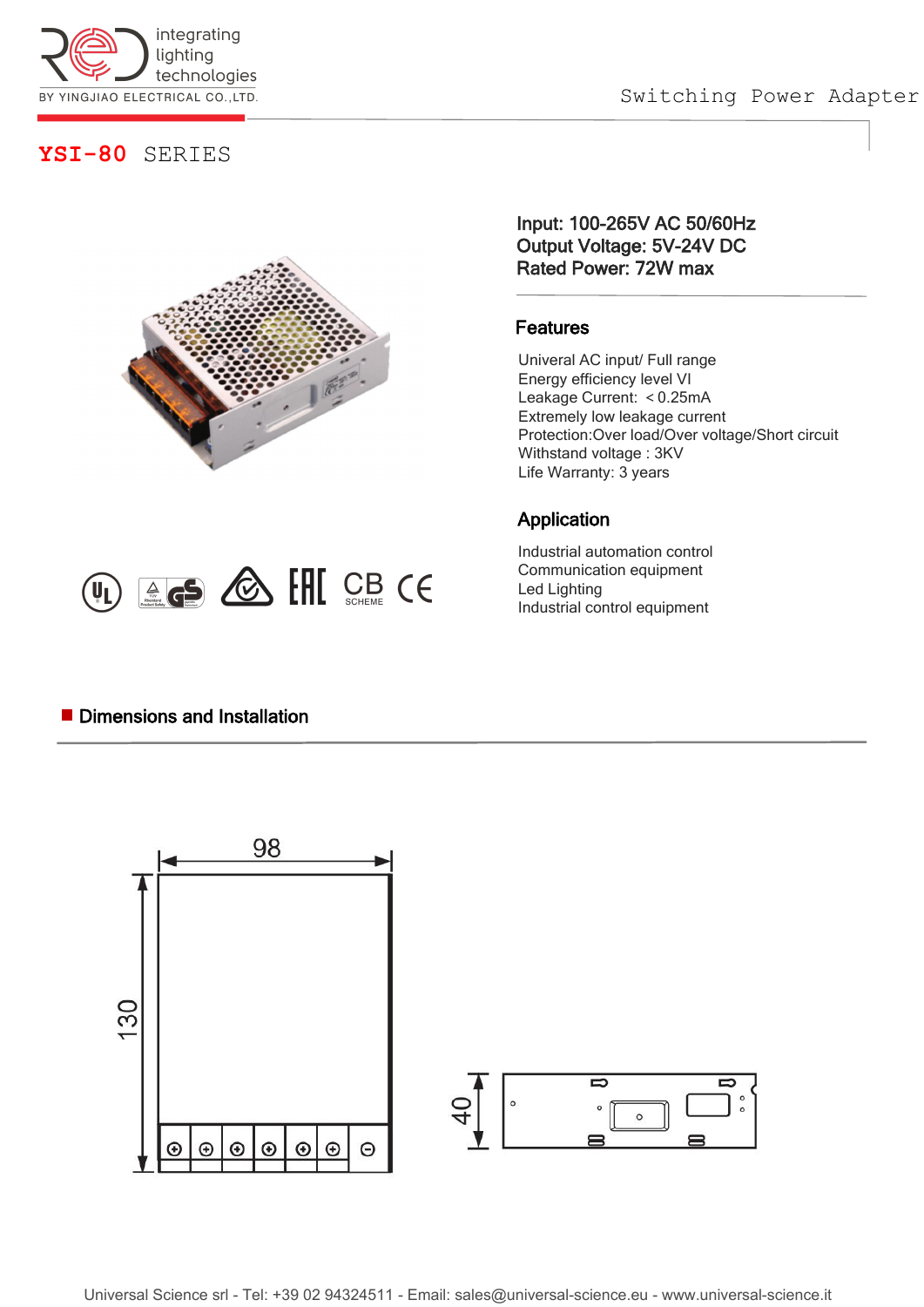# YSI-80 SERIES

Switching Power Adapter

**Input: 100-265V AC 50/60Hz**
**Output Voltage: 5V-24V DC**
**Rated Power: 72W max**

## Features

Univeral AC input/ Full range
Energy efficiency level VI
Leakage Current: ＜0.25mA
Extremely low leakage current
Protection:Over load/Over voltage/Short circuit
Withstand voltage : 3KV
Life Warranty: 3 years

## Application

Industrial automation control
Communication equipment
Led Lighting
Industrial control equipment

## Dimensions and Installation

98

130

40

Universal Science srl - Tel: +39 02 94324511 - Email: sales@universal-science.eu - www.universal-science.it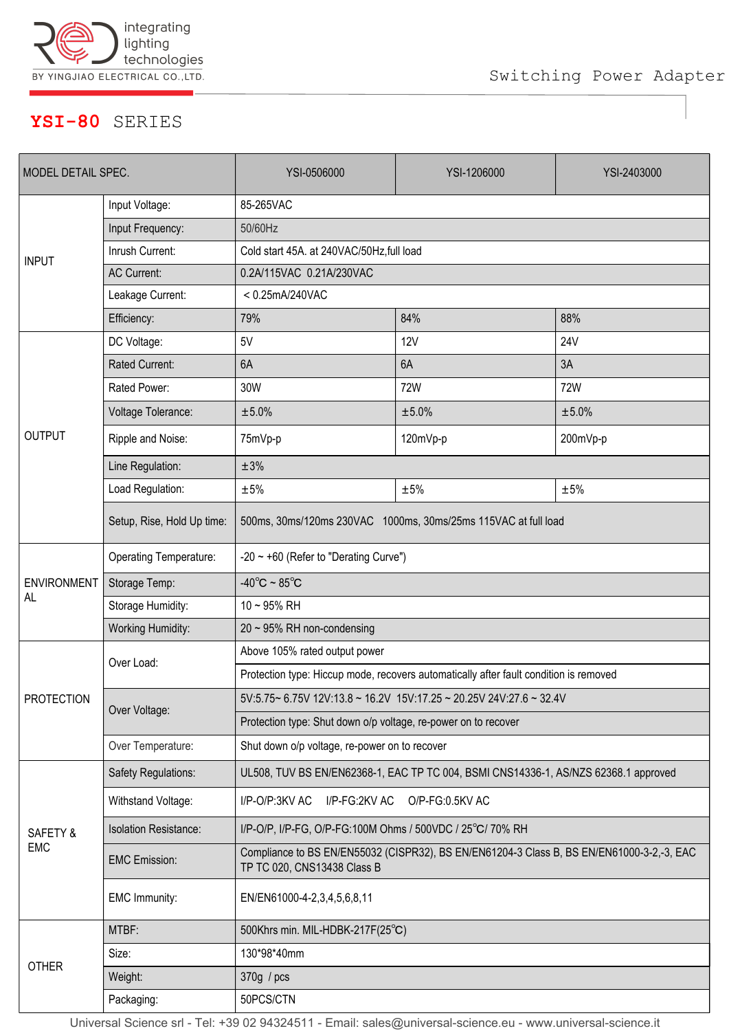# YSI-80 SERIES

Switching Power Adapter

| MODEL DETAIL SPEC. | | YSI-0506000 | YSI-1206000 | YSI-2403000 |
|---|---|---|---|---|
| INPUT | Input Voltage: | 85-265VAC | | |
| | Input Frequency: | 50/60Hz | | |
| | Inrush Current: | Cold start 45A. at 240VAC/50Hz,full load | | |
| | AC Current: | 0.2A/115VAC 0.21A/230VAC | | |
| | Leakage Current: | < 0.25mA/240VAC | | |
| | Efficiency: | 79% | 84% | 88% |
| OUTPUT | DC Voltage: | 5V | 12V | 24V |
| | Rated Current: | 6A | 6A | 3A |
| | Rated Power: | 30W | 72W | 72W |
| | Voltage Tolerance: | ±5.0% | ±5.0% | ±5.0% |
| | Ripple and Noise: | 75mVp-p | 120mVp-p | 200mVp-p |
| | Line Regulation: | ±3% | | |
| | Load Regulation: | ±5% | ±5% | ±5% |
| | Setup, Rise, Hold Up time: | 500ms, 30ms/120ms 230VAC 1000ms, 30ms/25ms 115VAC at full load | | |
| ENVIRONMENTAL | Operating Temperature: | -20 ~ +60 (Refer to "Derating Curve") | | |
| | Storage Temp: | -40℃ ~ 85℃ | | |
| | Storage Humidity: | 10 ~ 95% RH | | |
| | Working Humidity: | 20 ~ 95% RH non-condensing | | |
| PROTECTION | Over Load: | Above 105% rated output power | | |
| | | Protection type: Hiccup mode, recovers automatically after fault condition is removed | | |
| | Over Voltage: | 5V:5.75~ 6.75V 12V:13.8 ~ 16.2V 15V:17.25 ~ 20.25V 24V:27.6 ~ 32.4V | | |
| | | Protection type: Shut down o/p voltage, re-power on to recover | | |
| | Over Temperature: | Shut down o/p voltage, re-power on to recover | | |
| SAFETY & EMC | Safety Regulations: | UL508, TUV BS EN/EN62368-1, EAC TP TC 004, BSMI CNS14336-1, AS/NZS 62368.1 approved | | |
| | Withstand Voltage: | I/P-O/P:3KV AC I/P-FG:2KV AC O/P-FG:0.5KV AC | | |
| | Isolation Resistance: | I/P-O/P, I/P-FG, O/P-FG:100M Ohms / 500VDC / 25℃/ 70% RH | | |
| | EMC Emission: | Compliance to BS EN/EN55032 (CISPR32), BS EN/EN61204-3 Class B, BS EN/EN61000-3-2,-3, EAC TP TC 020, CNS13438 Class B | | |
| | EMC Immunity: | EN/EN61000-4-2,3,4,5,6,8,11 | | |
| OTHER | MTBF: | 500Khrs min. MIL-HDBK-217F(25℃) | | |
| | Size: | 130*98*40mm | | |
| | Weight: | 370g / pcs | | |
| | Packaging: | 50PCS/CTN | | |

Universal Science srl - Tel: +39 02 94324511 - Email: sales@universal-science.eu - www.universal-science.it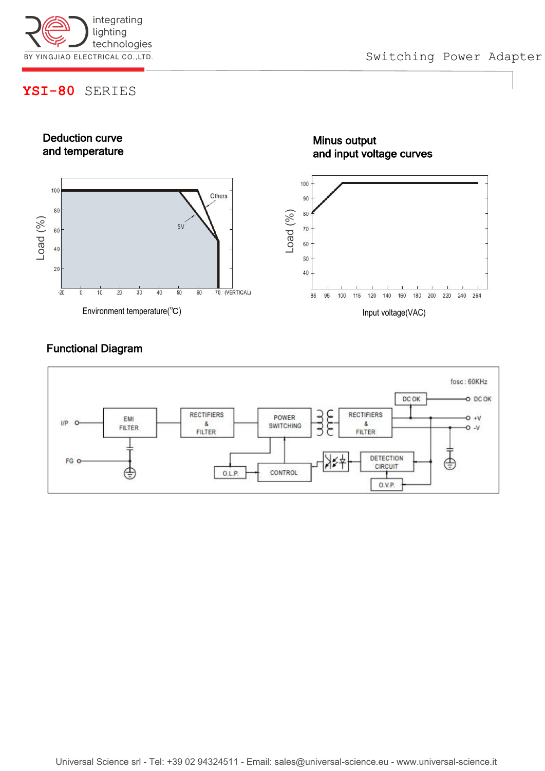# YSI-80 SERIES

## Deduction curve and temperature

100
80
60
40
20
Load (%)
-20 0 10 20 30 40 50 60 70 (VERTICAL)
Others
5V
Environment temperature(℃)

## Minus output and input voltage curves

100
90
80
70
60
50
40
Load (%)
85 95 100 115 120 140 160 180 200 220 240 264
Input voltage(VAC)

## Functional Diagram

fosc : 60KHz
I/P
FG
EMI FILTER
RECTIFIERS & FILTER
POWER SWITCHING
RECTIFIERS & FILTER
DC OK
DC OK
+V
-V
O.L.P.
CONTROL
DETECTION CIRCUIT
O.V.P.

Universal Science srl - Tel: +39 02 94324511 - Email: sales@universal-science.eu - www.universal-science.it